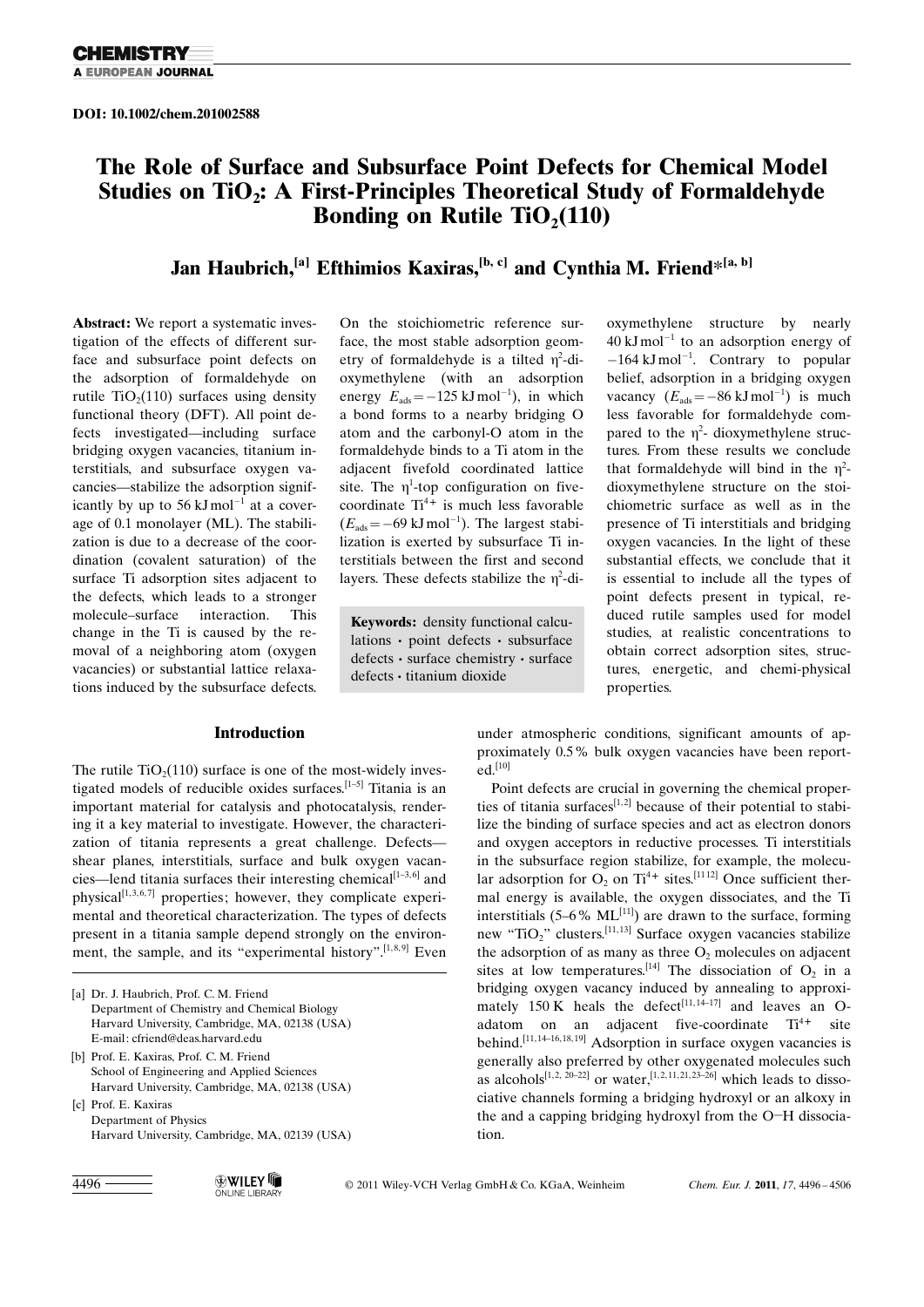DOI: 10.1002/chem.201002588

# The Role of Surface and Subsurface Point Defects for Chemical Model Studies on $TiO_2$: A First-Principles Theoretical Study of Formaldehyde Bonding on Rutile $TiO_2$(110)

**Jan Haubrich,[a] Efthimios Kaxiras,[b, c] and Cynthia M. Friend*[a, b]**

**Abstract:** We report a systematic investigation of the effects of different surface and subsurface point defects on the adsorption of formaldehyde on rutile $TiO_2$(110) surfaces using density functional theory (DFT). All point defects investigated—including surface bridging oxygen vacancies, titanium interstitials, and subsurface oxygen vacancies—stabilize the adsorption significantly by up to 56 kJ mol$^{-1}$ at a coverage of 0.1 monolayer (ML). The stabilization is due to a decrease of the coordination (covalent saturation) of the surface Ti adsorption sites adjacent to the defects, which leads to a stronger molecule–surface interaction. This change in the Ti is caused by the removal of a neighboring atom (oxygen vacancies) or substantial lattice relaxations induced by the subsurface defects. On the stoichiometric reference surface, the most stable adsorption geometry of formaldehyde is a tilted $\eta^2$-dioxymethylene (with an adsorption energy $E_{ads} = -125$ kJ mol$^{-1}$), in which a bond forms to a nearby bridging O atom and the carbonyl-O atom in the formaldehyde binds to a Ti atom in the adjacent fivefold coordinated lattice site. The $\eta^1$-top configuration on five-coordinate $Ti^{4+}$ is much less favorable ($E_{ads} = -69$ kJ mol$^{-1}$). The largest stabilization is exerted by subsurface Ti interstitials between the first and second layers. These defects stabilize the $\eta^2$-dioxymethylene structure by nearly 40 kJ mol$^{-1}$ to an adsorption energy of $-164$ kJ mol$^{-1}$. Contrary to popular belief, adsorption in a bridging oxygen vacancy ($E_{ads} = -86$ kJ mol$^{-1}$) is much less favorable for formaldehyde compared to the $\eta^2$- dioxymethylene structures. From these results we conclude that formaldehyde will bind in the $\eta^2$-dioxymethylene structure on the stoichiometric surface as well as in the presence of Ti interstitials and bridging oxygen vacancies. In the light of these substantial effects, we conclude that it is essential to include all the types of point defects present in typical, reduced rutile samples used for model studies, at realistic concentrations to obtain correct adsorption sites, structures, energetic, and chemi-physical properties.

**Keywords:** density functional calculations · point defects · subsurface defects · surface chemistry · surface defects · titanium dioxide

## Introduction

The rutile $TiO_2$(110) surface is one of the most-widely investigated models of reducible oxides surfaces.[1–5] Titania is an important material for catalysis and photocatalysis, rendering it a key material to investigate. However, the characterization of titania represents a great challenge. Defects—shear planes, interstitials, surface and bulk oxygen vacancies—lend titania surfaces their interesting chemical[1–3,6] and physical[1,3,6,7] properties; however, they complicate experimental and theoretical characterization. The types of defects present in a titania sample depend strongly on the environment, the sample, and its "experimental history".[1,8,9] Even under atmospheric conditions, significant amounts of approximately 0.5% bulk oxygen vacancies have been reported.[10]

Point defects are crucial in governing the chemical properties of titania surfaces[1,2] because of their potential to stabilize the binding of surface species and act as electron donors and oxygen acceptors in reductive processes. Ti interstitials in the subsurface region stabilize, for example, the molecular adsorption for $O_2$ on $Ti^{4+}$ sites.[11,12] Once sufficient thermal energy is available, the oxygen dissociates, and the Ti interstitials (5–6% ML[11]) are drawn to the surface, forming new "$TiO_2$" clusters.[11,13] Surface oxygen vacancies stabilize the adsorption of as many as three $O_2$ molecules on adjacent sites at low temperatures.[14] The dissociation of $O_2$ in a bridging oxygen vacancy induced by annealing to approximately 150 K heals the defect[11,14–17] and leaves an O-adatom on an adjacent five-coordinate $Ti^{4+}$ site behind.[11,14–16,18,19] Adsorption in surface oxygen vacancies is generally also preferred by other oxygenated molecules such as alcohols[1,2, 20–22] or water,[1,2,11,21,23–26] which leads to dissociative channels forming a bridging hydroxyl or an alkoxy in the and a capping bridging hydroxyl from the O−H dissociation.

[a] Dr. J. Haubrich, Prof. C. M. Friend
Department of Chemistry and Chemical Biology
Harvard University, Cambridge, MA, 02138 (USA)
E-mail: cfriend@deas.harvard.edu

[b] Prof. E. Kaxiras, Prof. C. M. Friend
School of Engineering and Applied Sciences
Harvard University, Cambridge, MA, 02138 (USA)

[c] Prof. E. Kaxiras
Department of Physics
Harvard University, Cambridge, MA, 02139 (USA)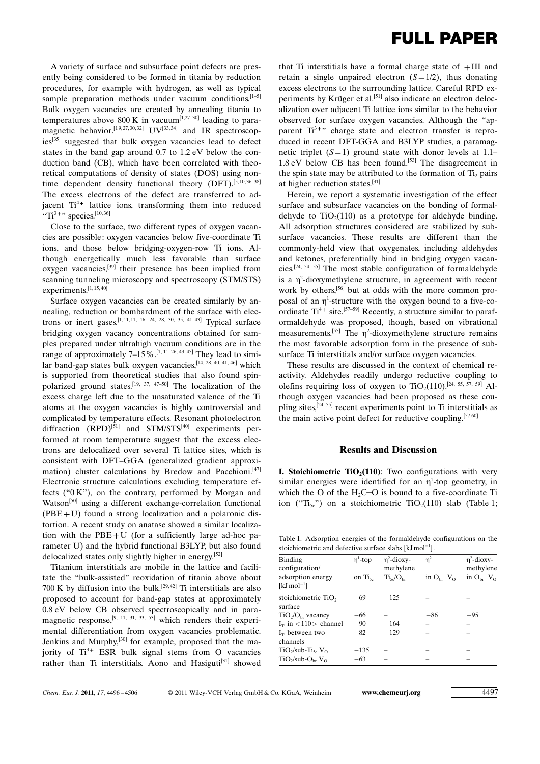A variety of surface and subsurface point defects are presently being considered to be formed in titania by reduction procedures, for example with hydrogen, as well as typical sample preparation methods under vacuum conditions.[1–5] Bulk oxygen vacancies are created by annealing titania to temperatures above 800 K in vacuum[1,27–30] leading to paramagnetic behavior.[19,27,30,32] UV[33,34] and IR spectroscopies[35] suggested that bulk oxygen vacancies lead to defect states in the band gap around 0.7 to 1.2 eV below the conduction band (CB), which have been correlated with theoretical computations of density of states (DOS) using nontime dependent density functional theory (DFT).[5,10,36–38] The excess electrons of the defect are transferred to adjacent $Ti^{4+}$ lattice ions, transforming them into reduced "$Ti^{3+}$" species.[10,36]

Close to the surface, two different types of oxygen vacancies are possible: oxygen vacancies below five-coordinate Ti ions, and those below bridging-oxygen-row Ti ions. Although energetically much less favorable than surface oxygen vacancies,[39] their presence has been implied from scanning tunneling microscopy and spectroscopy (STM/STS) experiments.[1,15,40]

Surface oxygen vacancies can be created similarly by annealing, reduction or bombardment of the surface with electrons or inert gases.[1,11,11, 16, 24, 28, 30, 35, 41–43] Typical surface bridging oxygen vacancy concentrations obtained for samples prepared under ultrahigh vacuum conditions are in the range of approximately 7–15 %.[1, 11, 26, 43–45] They lead to similar band-gap states bulk oxygen vacancies,[14, 28, 40, 41, 46] which is supported from theoretical studies that also found spin-polarized ground states.[19, 37, 47–50] The localization of the excess charge left due to the unsaturated valence of the Ti atoms at the oxygen vacancies is highly controversial and complicated by temperature effects. Resonant photoelectron diffraction (RPD)[51] and STM/STS[40] experiments performed at room temperature suggest that the excess electrons are delocalized over several Ti lattice sites, which is consistent with DFT–GGA (generalized gradient approximation) cluster calculations by Bredow and Pacchioni.[47] Electronic structure calculations excluding temperature effects ("0 K"), on the contrary, performed by Morgan and Watson[50] using a different exchange-correlation functional (PBE+U) found a strong localization and a polaronic distortion. A recent study on anatase showed a similar localization with the PBE+U (for a sufficiently large ad-hoc parameter U) and the hybrid functional B3LYP, but also found delocalized states only slightly higher in energy.[52]

Titanium interstitials are mobile in the lattice and facilitate the "bulk-assisted" reoxidation of titania above about 700 K by diffusion into the bulk.[29,42] Ti interstitials are also proposed to account for band-gap states at approximately 0.8 eV below CB observed spectroscopically and in paramagnetic response,[9, 11, 31, 33, 53] which renders their experimental differentiation from oxygen vacancies problematic. Jenkins and Murphy,[30] for example, proposed that the majority of $Ti^{3+}$ ESR bulk signal stems from O vacancies rather than Ti interstitials. Aono and Hasiguti[31] showed that Ti interstitials have a formal charge state of +III and retain a single unpaired electron ($S=1/2$), thus donating excess electrons to the surrounding lattice. Careful RPD experiments by Krüger et al.[51] also indicate an electron delocalization over adjacent Ti lattice ions similar to the behavior observed for surface oxygen vacancies. Although the "apparent $Ti^{3+}$" charge state and electron transfer is reproduced in recent DFT-GGA and B3LYP studies, a paramagnetic triplet ($S=1$) ground state with donor levels at 1.1–1.8 eV below CB has been found.[53] The disagreement in the spin state may be attributed to the formation of $Ti_2$ pairs at higher reduction states.[31]

Herein, we report a systematic investigation of the effect surface and subsurface vacancies on the bonding of formaldehyde to $TiO_2(110)$ as a prototype for aldehyde binding. All adsorption structures considered are stabilized by subsurface vacancies. These results are different than the commonly-held view that oxygenates, including aldehydes and ketones, preferentially bind in bridging oxygen vacancies.[24, 54, 55] The most stable configuration of formaldehyde is a $\eta^2$-dioxymethylene structure, in agreement with recent work by others,[56] but at odds with the more common proposal of an $\eta^1$-structure with the oxygen bound to a five-coordinate $Ti^{4+}$ site.[57–59] Recently, a structure similar to paraformaldehyde was proposed, though, based on vibrational measurements.[55] The $\eta^2$-dioxymethylene structure remains the most favorable adsorption form in the presence of subsurface Ti interstitials and/or surface oxygen vacancies.

These results are discussed in the context of chemical reactivity. Aldehydes readily undergo reductive coupling to olefins requiring loss of oxygen to $TiO_2(110)$.[24, 55, 57, 59] Although oxygen vacancies had been proposed as these coupling sites,[24, 55] recent experiments point to Ti interstitials as the main active point defect for reductive coupling.[57,60]

## Results and Discussion

**I. Stoichiometric $TiO_2(110)$**: Two configurations with very similar energies were identified for an $\eta^1$-top geometry, in which the O of the $H_2C{=}O$ is bound to a five-coordinate Ti ion ("$Ti_{5c}$") on a stoichiometric $TiO_2(110)$ slab (Table 1;

Table 1. Adsorption energies of the formaldehyde configurations on the stoichiometric and defective surface slabs [kJ mol$^{-1}$].

| Binding configuration/ adsorption energy [kJ mol$^{-1}$] | $\eta^1$-top on $Ti_{5c}$ | $\eta^2$-dioxymethylene $Ti_{5c}/O_{br}$ | $\eta^2$ in $O_{br}$–$V_O$ | $\eta^2$-dioxymethylene in $O_{br}$–$V_O$ |
|---|---|---|---|---|
| stoichiometric $TiO_2$ surface | −69 | −125 | – | – |
| $TiO_2/O_{br}$ vacancy | −66 | – | −86 | −95 |
| $I_{Ti}$ in <110> channel | −90 | −164 | – | – |
| $I_{Ti}$ between two channels | −82 | −129 | – | – |
| $TiO_2$/sub-$Ti_{5c}$ $V_O$ | −135 | – | – | – |
| $TiO_2$/sub-$O_{br}$ $V_O$ | −63 | – | – | – |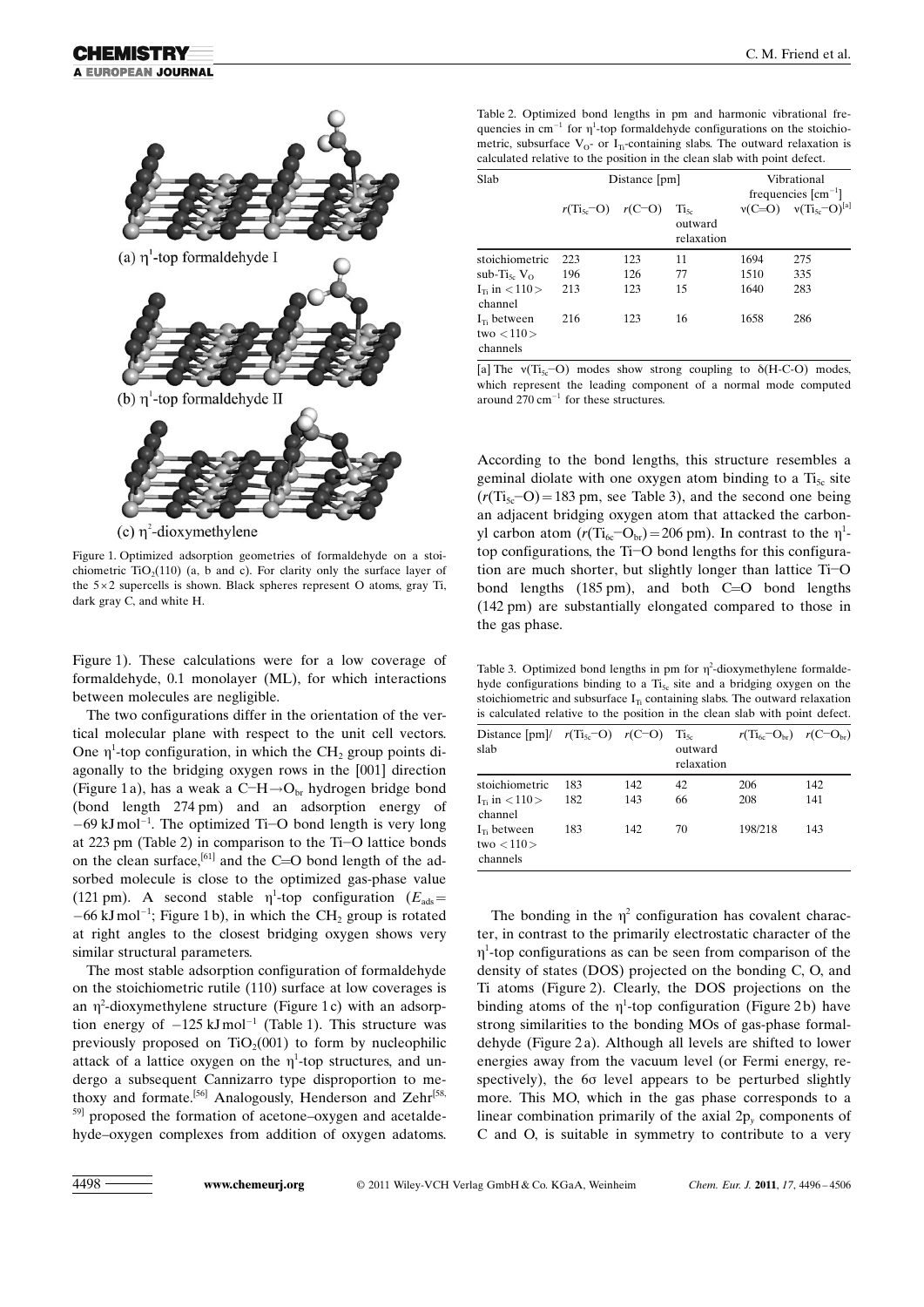(a) $\eta^1$-top formaldehyde I

(b) $\eta^1$-top formaldehyde II

(c) $\eta^2$-dioxymethylene

Figure 1. Optimized adsorption geometries of formaldehyde on a stoichiometric $TiO_2(110)$ (a, b and c). For clarity only the surface layer of the 5×2 supercells is shown. Black spheres represent O atoms, gray Ti, dark gray C, and white H.

Figure 1). These calculations were for a low coverage of formaldehyde, 0.1 monolayer (ML), for which interactions between molecules are negligible.

The two configurations differ in the orientation of the vertical molecular plane with respect to the unit cell vectors. One $\eta^1$-top configuration, in which the $CH_2$ group points diagonally to the bridging oxygen rows in the [001] direction (Figure 1a), has a weak a $C{-}H{\rightarrow}O_{br}$ hydrogen bridge bond (bond length 274 pm) and an adsorption energy of $-69$ kJ mol$^{-1}$. The optimized Ti−O bond length is very long at 223 pm (Table 2) in comparison to the Ti−O lattice bonds on the clean surface,[61] and the C=O bond length of the adsorbed molecule is close to the optimized gas-phase value (121 pm). A second stable $\eta^1$-top configuration ($E_{ads}$ = $-66$ kJ mol$^{-1}$; Figure 1b), in which the $CH_2$ group is rotated at right angles to the closest bridging oxygen shows very similar structural parameters.

The most stable adsorption configuration of formaldehyde on the stoichiometric rutile (110) surface at low coverages is an $\eta^2$-dioxymethylene structure (Figure 1c) with an adsorption energy of $-125$ kJ mol$^{-1}$ (Table 1). This structure was previously proposed on $TiO_2(001)$ to form by nucleophilic attack of a lattice oxygen on the $\eta^1$-top structures, and undergo a subsequent Cannizarro type disproportion to methoxy and formate.[56] Analogously, Henderson and Zehr[58, 59] proposed the formation of acetone–oxygen and acetaldehyde–oxygen complexes from addition of oxygen adatoms.

Table 2. Optimized bond lengths in pm and harmonic vibrational frequencies in cm$^{-1}$ for $\eta^1$-top formaldehyde configurations on the stoichiometric, subsurface $V_O$- or $I_{Ti}$-containing slabs. The outward relaxation is calculated relative to the position in the clean slab with point defect.

| Slab | Distance [pm] | | | Vibrational frequencies [cm$^{-1}$] | |
|---|---|---|---|---|---|
| | $r(Ti_{5c}{-}O)$ | $r(C{-}O)$ | $Ti_{5c}$ outward relaxation | $\nu(C{=}O)$ | $\nu(Ti_{5c}{-}O)$[a] |
| stoichiometric | 223 | 123 | 11 | 1694 | 275 |
| sub-$Ti_{5c}$ $V_O$ | 196 | 126 | 77 | 1510 | 335 |
| $I_{Ti}$ in <110> channel | 213 | 123 | 15 | 1640 | 283 |
| $I_{Ti}$ between two <110> channels | 216 | 123 | 16 | 1658 | 286 |

[a] The $\nu(Ti_{5c}{-}O)$ modes show strong coupling to $\delta$(H-C-O) modes, which represent the leading component of a normal mode computed around 270 cm$^{-1}$ for these structures.

According to the bond lengths, this structure resembles a geminal diolate with one oxygen atom binding to a $Ti_{5c}$ site ($r(Ti_{5c}{-}O)$ = 183 pm, see Table 3), and the second one being an adjacent bridging oxygen atom that attacked the carbonyl carbon atom ($r(Ti_{6c}{-}O_{br})$ = 206 pm). In contrast to the $\eta^1$-top configurations, the Ti−O bond lengths for this configuration are much shorter, but slightly longer than lattice Ti−O bond lengths (185 pm), and both C=O bond lengths (142 pm) are substantially elongated compared to those in the gas phase.

Table 3. Optimized bond lengths in pm for $\eta^2$-dioxymethylene formaldehyde configurations binding to a $Ti_{5c}$ site and a bridging oxygen on the stoichiometric and subsurface $I_{Ti}$ containing slabs. The outward relaxation is calculated relative to the position in the clean slab with point defect.

| Distance [pm]/ slab | $r(Ti_{5c}{-}O)$ | $r(C{-}O)$ | $Ti_{5c}$ outward relaxation | $r(Ti_{6c}{-}O_{br})$ | $r(C{-}O_{br})$ |
|---|---|---|---|---|---|
| stoichiometric | 183 | 142 | 42 | 206 | 142 |
| $I_{Ti}$ in <110> channel | 182 | 143 | 66 | 208 | 141 |
| $I_{Ti}$ between two <110> channels | 183 | 142 | 70 | 198/218 | 143 |

The bonding in the $\eta^2$ configuration has covalent character, in contrast to the primarily electrostatic character of the $\eta^1$-top configurations as can be seen from comparison of the density of states (DOS) projected on the bonding C, O, and Ti atoms (Figure 2). Clearly, the DOS projections on the binding atoms of the $\eta^1$-top configuration (Figure 2b) have strong similarities to the bonding MOs of gas-phase formaldehyde (Figure 2a). Although all levels are shifted to lower energies away from the vacuum level (or Fermi energy, respectively), the 6σ level appears to be perturbed slightly more. This MO, which in the gas phase corresponds to a linear combination primarily of the axial $2p_y$ components of C and O, is suitable in symmetry to contribute to a very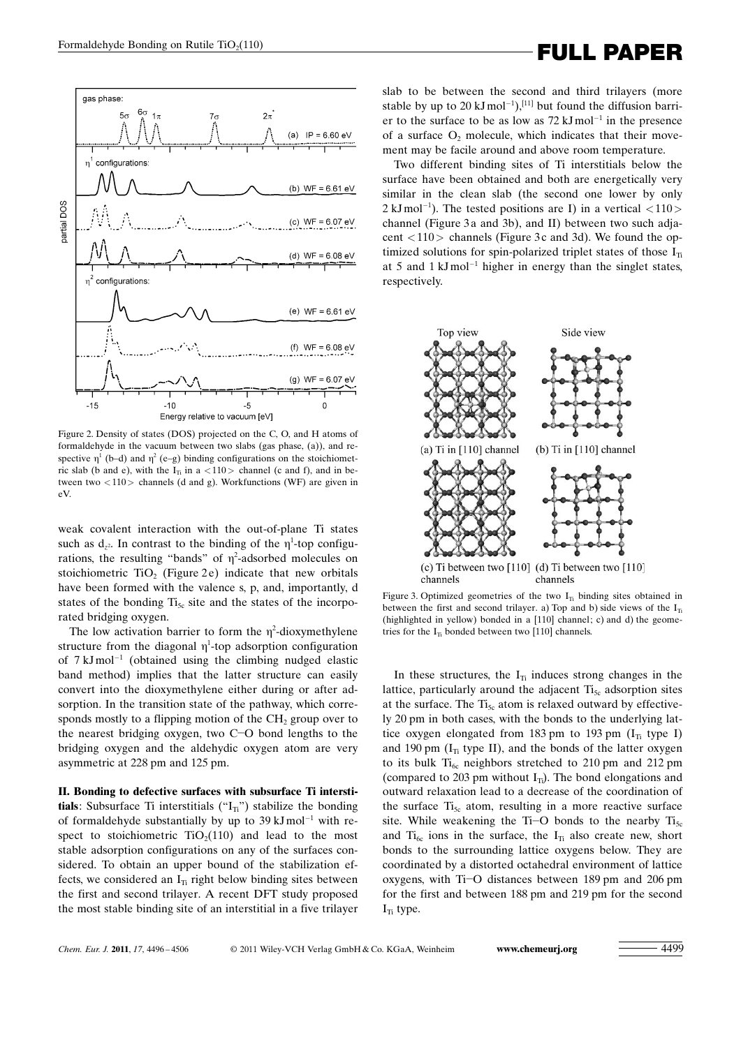Figure 2. Density of states (DOS) projected on the C, O, and H atoms of formaldehyde in the vacuum between two slabs (gas phase, (a)), and respective $\eta^1$ (b–d) and $\eta^2$ (e–g) binding configurations on the stoichiometric slab (b and e), with the $I_{Ti}$ in a <110> channel (c and f), and in between two <110> channels (d and g). Workfunctions (WF) are given in eV.

weak covalent interaction with the out-of-plane Ti states such as $d_{z^2}$. In contrast to the binding of the $\eta^1$-top configurations, the resulting "bands" of $\eta^2$-adsorbed molecules on stoichiometric $TiO_2$ (Figure 2e) indicate that new orbitals have been formed with the valence s, p, and, importantly, d states of the bonding $Ti_{5c}$ site and the states of the incorporated bridging oxygen.

The low activation barrier to form the $\eta^2$-dioxymethylene structure from the diagonal $\eta^1$-top adsorption configuration of 7 kJ mol$^{-1}$ (obtained using the climbing nudged elastic band method) implies that the latter structure can easily convert into the dioxymethylene either during or after adsorption. In the transition state of the pathway, which corresponds mostly to a flipping motion of the $CH_2$ group over to the nearest bridging oxygen, two C–O bond lengths to the bridging oxygen and the aldehydic oxygen atom are very asymmetric at 228 pm and 125 pm.

**II. Bonding to defective surfaces with subsurface Ti interstitials**: Subsurface Ti interstitials ("$I_{Ti}$") stabilize the bonding of formaldehyde substantially by up to 39 kJ mol$^{-1}$ with respect to stoichiometric $TiO_2$(110) and lead to the most stable adsorption configurations on any of the surfaces considered. To obtain an upper bound of the stabilization effects, we considered an $I_{Ti}$ right below binding sites between the first and second trilayer. A recent DFT study proposed the most stable binding site of an interstitial in a five trilayer slab to be between the second and third trilayers (more stable by up to 20 kJ mol$^{-1}$),[11] but found the diffusion barrier to the surface to be as low as 72 kJ mol$^{-1}$ in the presence of a surface $O_2$ molecule, which indicates that their movement may be facile around and above room temperature.

Two different binding sites of Ti interstitials below the surface have been obtained and both are energetically very similar in the clean slab (the second one lower by only 2 kJ mol$^{-1}$). The tested positions are I) in a vertical <110> channel (Figure 3a and 3b), and II) between two such adjacent <110> channels (Figure 3c and 3d). We found the optimized solutions for spin-polarized triplet states of those $I_{Ti}$ at 5 and 1 kJ mol$^{-1}$ higher in energy than the singlet states, respectively.

Figure 3. Optimized geometries of the two $I_{Ti}$ binding sites obtained in between the first and second trilayer. a) Top and b) side views of the $I_{Ti}$ (highlighted in yellow) bonded in a [110] channel; c) and d) the geometries for the $I_{Ti}$ bonded between two [110] channels.

In these structures, the $I_{Ti}$ induces strong changes in the lattice, particularly around the adjacent $Ti_{5c}$ adsorption sites at the surface. The $Ti_{5c}$ atom is relaxed outward by effectively 20 pm in both cases, with the bonds to the underlying lattice oxygen elongated from 183 pm to 193 pm ($I_{Ti}$ type I) and 190 pm ($I_{Ti}$ type II), and the bonds of the latter oxygen to its bulk $Ti_{6c}$ neighbors stretched to 210 pm and 212 pm (compared to 203 pm without $I_{Ti}$). The bond elongations and outward relaxation lead to a decrease of the coordination of the surface $Ti_{5c}$ atom, resulting in a more reactive surface site. While weakening the Ti–O bonds to the nearby $Ti_{5c}$ and $Ti_{6c}$ ions in the surface, the $I_{Ti}$ also create new, short bonds to the surrounding lattice oxygens below. They are coordinated by a distorted octahedral environment of lattice oxygens, with Ti–O distances between 189 pm and 206 pm for the first and between 188 pm and 219 pm for the second $I_{Ti}$ type.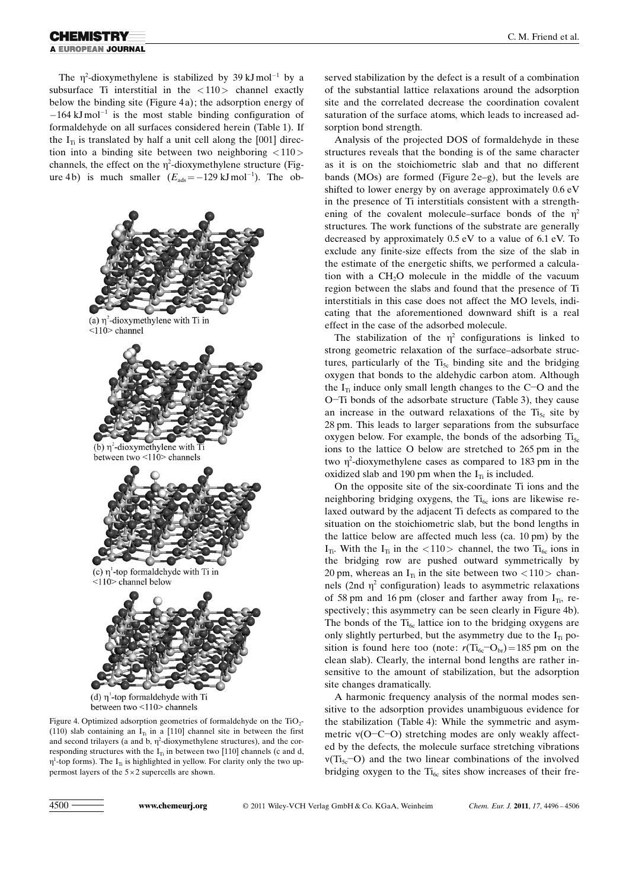The $\eta^2$-dioxymethylene is stabilized by 39 kJ mol$^{-1}$ by a subsurface Ti interstitial in the <110> channel exactly below the binding site (Figure 4a); the adsorption energy of $-164$ kJ mol$^{-1}$ is the most stable binding configuration of formaldehyde on all surfaces considered herein (Table 1). If the $I_{Ti}$ is translated by half a unit cell along the [001] direction into a binding site between two neighboring <110> channels, the effect on the $\eta^2$-dioxymethylene structure (Figure 4b) is much smaller ($E_{ads} = -129$ kJ mol$^{-1}$). The observed stabilization by the defect is a result of a combination of the substantial lattice relaxations around the adsorption site and the correlated decrease the coordination covalent saturation of the surface atoms, which leads to increased adsorption bond strength.

(a) $\eta^2$-dioxymethylene with Ti in <110> channel

(b) $\eta^2$-dioxymethylene with Ti between two <110> channels

(c) $\eta^1$-top formaldehyde with Ti in <110> channel below

(d) $\eta^1$-top formaldehyde with Ti between two <110> channels

Figure 4. Optimized adsorption geometries of formaldehyde on the $TiO_2$-(110) slab containing an $I_{Ti}$ in a [110] channel site in between the first and second trilayers (a and b, $\eta^2$-dioxymethylene structures), and the corresponding structures with the $I_{Ti}$ in between two [110] channels (c and d, $\eta^1$-top forms). The $I_{Ti}$ is highlighted in yellow. For clarity only the two uppermost layers of the 5×2 supercells are shown.

Analysis of the projected DOS of formaldehyde in these structures reveals that the bonding is of the same character as it is on the stoichiometric slab and that no different bands (MOs) are formed (Figure 2e–g), but the levels are shifted to lower energy by on average approximately 0.6 eV in the presence of Ti interstitials consistent with a strengthening of the covalent molecule–surface bonds of the $\eta^2$ structures. The work functions of the substrate are generally decreased by approximately 0.5 eV to a value of 6.1 eV. To exclude any finite-size effects from the size of the slab in the estimate of the energetic shifts, we performed a calculation with a $CH_2O$ molecule in the middle of the vacuum region between the slabs and found that the presence of Ti interstitials in this case does not affect the MO levels, indicating that the aforementioned downward shift is a real effect in the case of the adsorbed molecule.

The stabilization of the $\eta^2$ configurations is linked to strong geometric relaxation of the surface–adsorbate structures, particularly of the $Ti_{5c}$ binding site and the bridging oxygen that bonds to the aldehydic carbon atom. Although the $I_{Ti}$ induce only small length changes to the C−O and the O−Ti bonds of the adsorbate structure (Table 3), they cause an increase in the outward relaxations of the $Ti_{5c}$ site by 28 pm. This leads to larger separations from the subsurface oxygen below. For example, the bonds of the adsorbing $Ti_{5c}$ ions to the lattice O below are stretched to 265 pm in the two $\eta^2$-dioxymethylene cases as compared to 183 pm in the oxidized slab and 190 pm when the $I_{Ti}$ is included.

On the opposite site of the six-coordinate Ti ions and the neighboring bridging oxygens, the $Ti_{6c}$ ions are likewise relaxed outward by the adjacent Ti defects as compared to the situation on the stoichiometric slab, but the bond lengths in the lattice below are affected much less (ca. 10 pm) by the $I_{Ti}$. With the $I_{Ti}$ in the <110> channel, the two $Ti_{6c}$ ions in the bridging row are pushed outward symmetrically by 20 pm, whereas an $I_{Ti}$ in the site between two <110> channels (2nd $\eta^2$ configuration) leads to asymmetric relaxations of 58 pm and 16 pm (closer and farther away from $I_{Ti}$, respectively; this asymmetry can be seen clearly in Figure 4b). The bonds of the $Ti_{6c}$ lattice ion to the bridging oxygens are only slightly perturbed, but the asymmetry due to the $I_{Ti}$ position is found here too (note: $r(Ti_{6c}-O_{br}) = 185$ pm on the clean slab). Clearly, the internal bond lengths are rather insensitive to the amount of stabilization, but the adsorption site changes dramatically.

A harmonic frequency analysis of the normal modes sensitive to the adsorption provides unambiguous evidence for the stabilization (Table 4): While the symmetric and asymmetric $\nu$(O−C−O) stretching modes are only weakly affected by the defects, the molecule surface stretching vibrations $\nu(Ti_{5c}-O)$ and the two linear combinations of the involved bridging oxygen to the $Ti_{6c}$ sites show increases of their fre-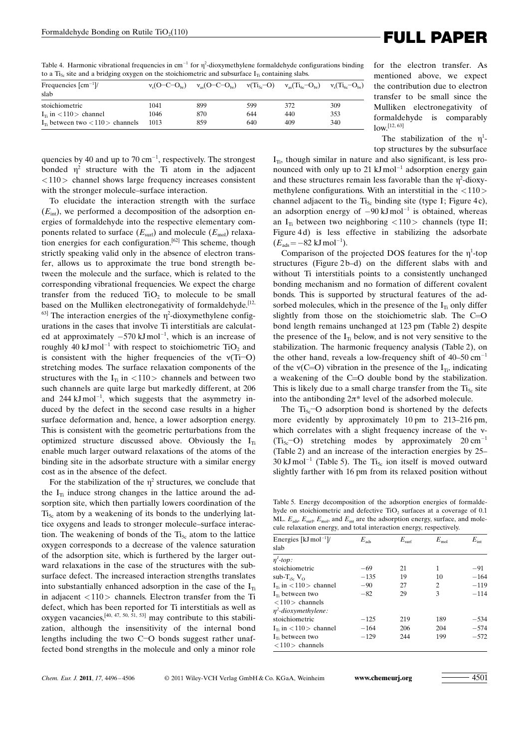Table 4. Harmonic vibrational frequencies in $cm^{-1}$ for $\eta^2$-dioxymethylene formaldehyde configurations binding to a $Ti_{5c}$ site and a bridging oxygen on the stoichiometric and subsurface $I_{Ti}$ containing slabs.

| Frequencies [$cm^{-1}$]/ slab | $\nu_s(O{-}C{-}O_{br})$ | $\nu_{as}(O{-}C{-}O_{br})$ | $\nu(Ti_{5c}{-}O)$ | $\nu_{as}(Ti_{6c}{-}O_{br})$ | $\nu_s(Ti_{6c}{-}O_{br})$ |
|---|---|---|---|---|---|
| stoichiometric | 1041 | 899 | 599 | 372 | 309 |
| $I_{Ti}$ in <110> channel | 1046 | 870 | 644 | 440 | 353 |
| $I_{Ti}$ between two <110> channels | 1013 | 859 | 640 | 409 | 340 |

quencies by 40 and up to 70 $cm^{-1}$, respectively. The strongest bonded $\eta^2$ structure with the Ti atom in the adjacent <110> channel shows large frequency increases consistent with the stronger molecule–surface interaction.

To elucidate the interaction strength with the surface ($E_{int}$), we performed a decomposition of the adsorption energies of formaldehyde into the respective elementary components related to surface ($E_{surf}$) and molecule ($E_{mol}$) relaxation energies for each configuration.[62] This scheme, though strictly speaking valid only in the absence of electron transfer, allows us to approximate the true bond strength between the molecule and the surface, which is related to the corresponding vibrational frequencies. We expect the charge transfer from the reduced $TiO_2$ to molecule to be small based on the Mulliken electronegativity of formaldehyde.[12, 63] The interaction energies of the $\eta^2$-dioxymethylene configurations in the cases that involve Ti interstitials are calculated at approximately $-570$ kJ $mol^{-1}$, which is an increase of roughly 40 kJ $mol^{-1}$ with respect to stoichiometric $TiO_2$ and is consistent with the higher frequencies of the $\nu$(Ti–O) stretching modes. The surface relaxation components of the structures with the $I_{Ti}$ in <110> channels and between two such channels are quite large but markedly different, at 206 and 244 kJ $mol^{-1}$, which suggests that the asymmetry induced by the defect in the second case results in a higher surface deformation and, hence, a lower adsorption energy. This is consistent with the geometric perturbations from the optimized structure discussed above. Obviously the $I_{Ti}$ enable much larger outward relaxations of the atoms of the binding site in the adsorbate structure with a similar energy cost as in the absence of the defect.

For the stabilization of the $\eta^2$ structures, we conclude that the $I_{Ti}$ induce strong changes in the lattice around the adsorption site, which then partially lowers coordination of the $Ti_{5c}$ atom by a weakening of its bonds to the underlying lattice oxygens and leads to stronger molecule–surface interaction. The weakening of bonds of the $Ti_{5c}$ atom to the lattice oxygen corresponds to a decrease of the valence saturation of the adsorption site, which is furthered by the larger outward relaxations in the case of the structures with the subsurface defect. The increased interaction strengths translates into substantially enhanced adsorption in the case of the $I_{Ti}$ in adjacent <110> channels. Electron transfer from the Ti defect, which has been reported for Ti interstitials as well as oxygen vacancies,[40, 47, 50, 51, 53] may contribute to this stabilization, although the insensitivity of the internal bond lengths including the two C–O bonds suggest rather unaffected bond strengths in the molecule and only a minor role for the electron transfer. As mentioned above, we expect the contribution due to electron transfer to be small since the Mulliken electronegativity of formaldehyde is comparably low.[12, 63]

The stabilization of the $\eta^1$-top structures by the subsurface $I_{Ti}$, though similar in nature and also significant, is less pronounced with only up to 21 kJ $mol^{-1}$ adsorption energy gain and these structures remain less favorable than the $\eta^2$-dioxymethylene configurations. With an interstitial in the <110> channel adjacent to the $Ti_{5c}$ binding site (type I; Figure 4c), an adsorption energy of $-90$ kJ $mol^{-1}$ is obtained, whereas an $I_{Ti}$ between two neighboring <110> channels (type II; Figure 4d) is less effective in stabilizing the adsorbate ($E_{ads} = -82$ kJ $mol^{-1}$).

Comparison of the projected DOS features for the $\eta^1$-top structures (Figure 2b–d) on the different slabs with and without Ti interstitials points to a consistently unchanged bonding mechanism and no formation of different covalent bonds. This is supported by structural features of the adsorbed molecules, which in the presence of the $I_{Ti}$ only differ slightly from those on the stoichiometric slab. The C=O bond length remains unchanged at 123 pm (Table 2) despite the presence of the $I_{Ti}$ below, and is not very sensitive to the stabilization. The harmonic frequency analysis (Table 2), on the other hand, reveals a low-frequency shift of 40–50 $cm^{-1}$ of the $\nu$(C=O) vibration in the presence of the $I_{Ti}$, indicating a weakening of the C=O double bond by the stabilization. This is likely due to a small charge transfer from the $Ti_{5c}$ site into the antibonding $2\pi^*$ level of the adsorbed molecule.

The $Ti_{5c}$–O adsorption bond is shortened by the defects more evidently by approximately 10 pm to 213–216 pm, which correlates with a slight frequency increase of the $\nu$($Ti_{5c}$–O) stretching modes by approximately 20 $cm^{-1}$ (Table 2) and an increase of the interaction energies by 25–30 kJ $mol^{-1}$ (Table 5). The $Ti_{5c}$ ion itself is moved outward slightly farther with 16 pm from its relaxed position without

Table 5. Energy decomposition of the adsorption energies of formaldehyde on stoichiometric and defective $TiO_2$ surfaces at a coverage of 0.1 ML. $E_{ads}$, $E_{surf}$, $E_{mol}$, and $E_{int}$ are the adsorption energy, surface, and molecule relaxation energy, and total interaction energy, respectively.

| Energies [kJ $mol^{-1}$]/ slab | $E_{ads}$ | $E_{surf}$ | $E_{mol}$ | $E_{int}$ |
|---|---|---|---|---|
| *$\eta^1$-top:* | | | | |
| stoichiometric | −69 | 21 | 1 | −91 |
| sub-$Ti_{5c}$ $V_O$ | −135 | 19 | 10 | −164 |
| $I_{Ti}$ in <110> channel | −90 | 27 | 2 | −119 |
| $I_{Ti}$ between two <110> channels | −82 | 29 | 3 | −114 |
| *$\eta^2$-dioxymethylene:* | | | | |
| stoichiometric | −125 | 219 | 189 | −534 |
| $I_{Ti}$ in <110> channel | −164 | 206 | 204 | −574 |
| $I_{Ti}$ between two <110> channels | −129 | 244 | 199 | −572 |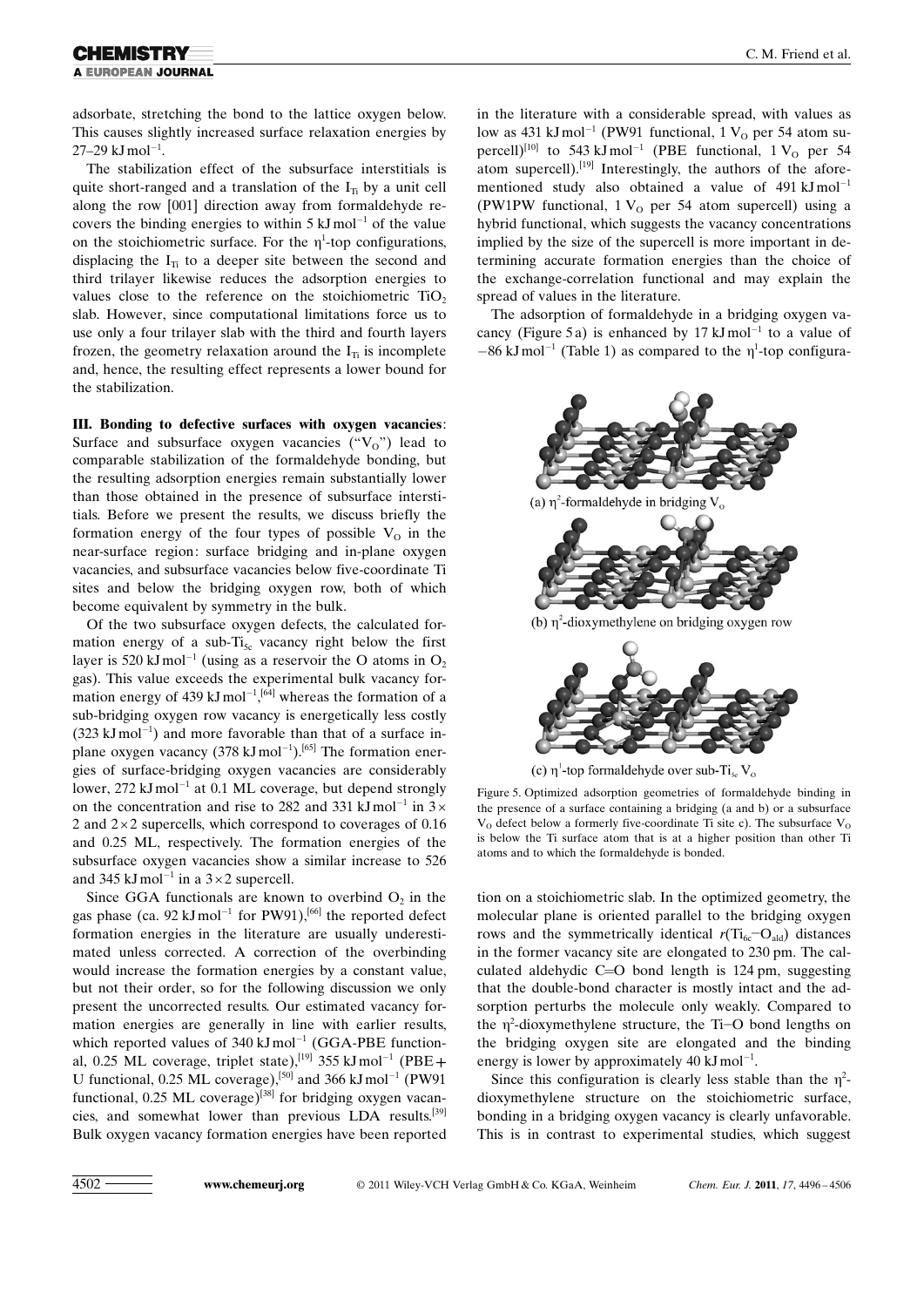adsorbate, stretching the bond to the lattice oxygen below. This causes slightly increased surface relaxation energies by 27–29 kJ mol$^{-1}$.

The stabilization effect of the subsurface interstitials is quite short-ranged and a translation of the $I_{Ti}$ by a unit cell along the row [001] direction away from formaldehyde recovers the binding energies to within 5 kJ mol$^{-1}$ of the value on the stoichiometric surface. For the $\eta^1$-top configurations, displacing the $I_{Ti}$ to a deeper site between the second and third trilayer likewise reduces the adsorption energies to values close to the reference on the stoichiometric $TiO_2$ slab. However, since computational limitations force us to use only a four trilayer slab with the third and fourth layers frozen, the geometry relaxation around the $I_{Ti}$ is incomplete and, hence, the resulting effect represents a lower bound for the stabilization.

**III. Bonding to defective surfaces with oxygen vacancies**: Surface and subsurface oxygen vacancies ("$V_O$") lead to comparable stabilization of the formaldehyde bonding, but the resulting adsorption energies remain substantially lower than those obtained in the presence of subsurface interstitials. Before we present the results, we discuss briefly the formation energy of the four types of possible $V_O$ in the near-surface region: surface bridging and in-plane oxygen vacancies, and subsurface vacancies below five-coordinate Ti sites and below the bridging oxygen row, both of which become equivalent by symmetry in the bulk.

Of the two subsurface oxygen defects, the calculated formation energy of a sub-$Ti_{5c}$ vacancy right below the first layer is 520 kJ mol$^{-1}$ (using as a reservoir the O atoms in $O_2$ gas). This value exceeds the experimental bulk vacancy formation energy of 439 kJ mol$^{-1}$,[64] whereas the formation of a sub-bridging oxygen row vacancy is energetically less costly (323 kJ mol$^{-1}$) and more favorable than that of a surface in-plane oxygen vacancy (378 kJ mol$^{-1}$).[65] The formation energies of surface-bridging oxygen vacancies are considerably lower, 272 kJ mol$^{-1}$ at 0.1 ML coverage, but depend strongly on the concentration and rise to 282 and 331 kJ mol$^{-1}$ in 3 × 2 and 2 × 2 supercells, which correspond to coverages of 0.16 and 0.25 ML, respectively. The formation energies of the subsurface oxygen vacancies show a similar increase to 526 and 345 kJ mol$^{-1}$ in a 3 × 2 supercell.

Since GGA functionals are known to overbind $O_2$ in the gas phase (ca. 92 kJ mol$^{-1}$ for PW91),[66] the reported defect formation energies in the literature are usually underestimated unless corrected. A correction of the overbinding would increase the formation energies by a constant value, but not their order, so for the following discussion we only present the uncorrected results. Our estimated vacancy formation energies are generally in line with earlier results, which reported values of 340 kJ mol$^{-1}$ (GGA-PBE functional, 0.25 ML coverage, triplet state),[19] 355 kJ mol$^{-1}$ (PBE + U functional, 0.25 ML coverage),[50] and 366 kJ mol$^{-1}$ (PW91 functional, 0.25 ML coverage)[38] for bridging oxygen vacancies, and somewhat lower than previous LDA results.[39] Bulk oxygen vacancy formation energies have been reported in the literature with a considerable spread, with values as low as 431 kJ mol$^{-1}$ (PW91 functional, 1 $V_O$ per 54 atom supercell)[10] to 543 kJ mol$^{-1}$ (PBE functional, 1 $V_O$ per 54 atom supercell).[19] Interestingly, the authors of the aforementioned study also obtained a value of 491 kJ mol$^{-1}$ (PW1PW functional, 1 $V_O$ per 54 atom supercell) using a hybrid functional, which suggests the vacancy concentrations implied by the size of the supercell is more important in determining accurate formation energies than the choice of the exchange-correlation functional and may explain the spread of values in the literature.

The adsorption of formaldehyde in a bridging oxygen vacancy (Figure 5a) is enhanced by 17 kJ mol$^{-1}$ to a value of −86 kJ mol$^{-1}$ (Table 1) as compared to the $\eta^1$-top configuration on a stoichiometric slab. In the optimized geometry, the molecular plane is oriented parallel to the bridging oxygen rows and the symmetrically identical $r(Ti_{6c}-O_{ald})$ distances in the former vacancy site are elongated to 230 pm. The calculated aldehydic C=O bond length is 124 pm, suggesting that the double-bond character is mostly intact and the adsorption perturbs the molecule only weakly. Compared to the $\eta^2$-dioxymethylene structure, the Ti–O bond lengths on the bridging oxygen site are elongated and the binding energy is lower by approximately 40 kJ mol$^{-1}$.

Since this configuration is clearly less stable than the $\eta^2$-dioxymethylene structure on the stoichiometric surface, bonding in a bridging oxygen vacancy is clearly unfavorable. This is in contrast to experimental studies, which suggest

(a) $\eta^2$-formaldehyde in bridging $V_o$

(b) $\eta^2$-dioxymethylene on bridging oxygen row

(c) $\eta^1$-top formaldehyde over sub-$Ti_{5c}$ $V_o$

Figure 5. Optimized adsorption geometries of formaldehyde binding in the presence of a surface containing a bridging (a and b) or a subsurface $V_O$ defect below a formerly five-coordinate Ti site c). The subsurface $V_O$ is below the Ti surface atom that is at a higher position than other Ti atoms and to which the formaldehyde is bonded.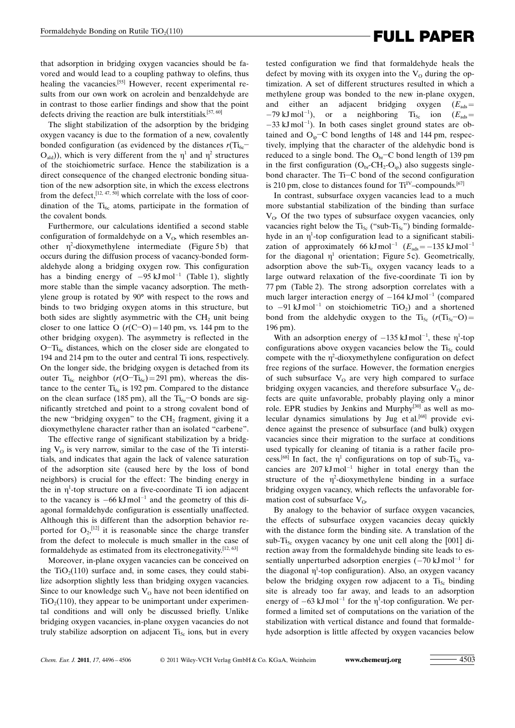that adsorption in bridging oxygen vacancies should be favored and would lead to a coupling pathway to olefins, thus healing the vacancies.[55] However, recent experimental results from our own work on acrolein and benzaldehyde are in contrast to those earlier findings and show that the point defects driving the reaction are bulk interstitials.[57, 60]

The slight stabilization of the adsorption by the bridging oxygen vacancy is due to the formation of a new, covalently bonded configuration (as evidenced by the distances $r(Ti_{6c}-O_{ald})$), which is very different from the $\eta^1$ and $\eta^2$ structures of the stoichiometric surface. Hence the stabilization is a direct consequence of the changed electronic bonding situation of the new adsorption site, in which the excess electrons from the defect,[12, 47, 50] which correlate with the loss of coordination of the $Ti_{6c}$ atoms, participate in the formation of the covalent bonds.

Furthermore, our calculations identified a second stable configuration of formaldehyde on a $V_O$, which resembles another $\eta^2$-dioxymethylene intermediate (Figure 5b) that occurs during the diffusion process of vacancy-bonded formaldehyde along a bridging oxygen row. This configuration has a binding energy of $-95$ kJ mol$^{-1}$ (Table 1), slightly more stable than the simple vacancy adsorption. The methylene group is rotated by 90° with respect to the rows and binds to two bridging oxygen atoms in this structure, but both sides are slightly asymmetric with the $CH_2$ unit being closer to one lattice O ($r$(C−O) = 140 pm, vs. 144 pm to the other bridging oxygen). The asymmetry is reflected in the O−$Ti_{6c}$ distances, which on the closer side are elongated to 194 and 214 pm to the outer and central Ti ions, respectively. On the longer side, the bridging oxygen is detached from its outer $Ti_{6c}$ neighbor ($r(O-Ti_{6c})$ = 291 pm), whereas the distance to the center $Ti_{6c}$ is 192 pm. Compared to the distance on the clean surface (185 pm), all the $Ti_{6c}$−O bonds are significantly stretched and point to a strong covalent bond of the new "bridging oxygen" to the $CH_2$ fragment, giving it a dioxymethylene character rather than an isolated "carbene".

The effective range of significant stabilization by a bridging $V_O$ is very narrow, similar to the case of the Ti interstitials, and indicates that again the lack of valence saturation of the adsorption site (caused here by the loss of bond neighbors) is crucial for the effect: The binding energy in the in $\eta^1$-top structure on a five-coordinate Ti ion adjacent to the vacancy is $-66$ kJ mol$^{-1}$ and the geometry of this diagonal formaldehyde configuration is essentially unaffected. Although this is different than the adsorption behavior reported for $O_2$,[12] it is reasonable since the charge transfer from the defect to molecule is much smaller in the case of formaldehyde as estimated from its electronegativity.[12, 63]

Moreover, in-plane oxygen vacancies can be conceived on the $TiO_2(110)$ surface and, in some cases, they could stabilize adsorption slightly less than bridging oxygen vacancies. Since to our knowledge such $V_O$ have not been identified on $TiO_2(110)$, they appear to be unimportant under experimental conditions and will only be discussed briefly. Unlike bridging oxygen vacancies, in-plane oxygen vacancies do not truly stabilize adsorption on adjacent $Ti_{5c}$ ions, but in every tested configuration we find that formaldehyde heals the defect by moving with its oxygen into the $V_O$ during the optimization. A set of different structures resulted in which a methylene group was bonded to the new in-plane oxygen, and either an adjacent bridging oxygen ($E_{ads}$ = $-79$ kJ mol$^{-1}$), or a neighboring $Ti_{5c}$ ion ($E_{ads}$ = $-33$ kJ mol$^{-1}$). In both cases singlet ground states are obtained and $O_{ip}$−C bond lengths of 148 and 144 pm, respectively, implying that the character of the aldehydic bond is reduced to a single bond. The $O_{br}$−C bond length of 139 pm in the first configuration ($O_{br}$-$CH_2$-$O_{ip}$) also suggests single-bond character. The Ti−C bond of the second configuration is 210 pm, close to distances found for $Ti^{IV}$–compounds.[67]

In contrast, subsurface oxygen vacancies lead to a much more substantial stabilization of the binding than surface $V_O$. Of the two types of subsurface oxygen vacancies, only vacancies right below the $Ti_{5c}$ ("sub-$Ti_{5c}$") binding formaldehyde in an $\eta^1$-top configuration lead to a significant stabilization of approximately 66 kJ mol$^{-1}$ ($E_{ads}$ = $-135$ kJ mol$^{-1}$ for the diagonal $\eta^1$ orientation; Figure 5c). Geometrically, adsorption above the sub-$Ti_{5c}$ oxygen vacancy leads to a large outward relaxation of the five-coordinate Ti ion by 77 pm (Table 2). The strong adsorption correlates with a much larger interaction energy of $-164$ kJ mol$^{-1}$ (compared to $-91$ kJ mol$^{-1}$ on stoichiometric $TiO_2$) and a shortened bond from the aldehydic oxygen to the $Ti_{5c}$ ($r(Ti_{5c}-O)$ = 196 pm).

With an adsorption energy of $-135$ kJ mol$^{-1}$, these $\eta^1$-top configurations above oxygen vacancies below the $Ti_{5c}$ could compete with the $\eta^2$-dioxymethylene configuration on defect free regions of the surface. However, the formation energies of such subsurface $V_O$ are very high compared to surface bridging oxygen vacancies, and therefore subsurface $V_O$ defects are quite unfavorable, probably playing only a minor role. EPR studies by Jenkins and Murphy[30] as well as molecular dynamics simulations by Jug et al.[68] provide evidence against the presence of subsurface (and bulk) oxygen vacancies since their migration to the surface at conditions used typically for cleaning of titania is a rather facile process.[68] In fact, the $\eta^1$ configurations on top of sub-$Ti_{5c}$ vacancies are 207 kJ mol$^{-1}$ higher in total energy than the structure of the $\eta^2$-dioxymethylene binding in a surface bridging oxygen vacancy, which reflects the unfavorable formation cost of subsurface $V_O$.

By analogy to the behavior of surface oxygen vacancies, the effects of subsurface oxygen vacancies decay quickly with the distance form the binding site. A translation of the sub-$Ti_{5c}$ oxygen vacancy by one unit cell along the [001] direction away from the formaldehyde binding site leads to essentially unperturbed adsorption energies ($-70$ kJ mol$^{-1}$ for the diagonal $\eta^1$-top configuration). Also, an oxygen vacancy below the bridging oxygen row adjacent to a $Ti_{5c}$ binding site is already too far away, and leads to an adsorption energy of $-63$ kJ mol$^{-1}$ for the $\eta^1$-top configuration. We performed a limited set of computations on the variation of the stabilization with vertical distance and found that formaldehyde adsorption is little affected by oxygen vacancies below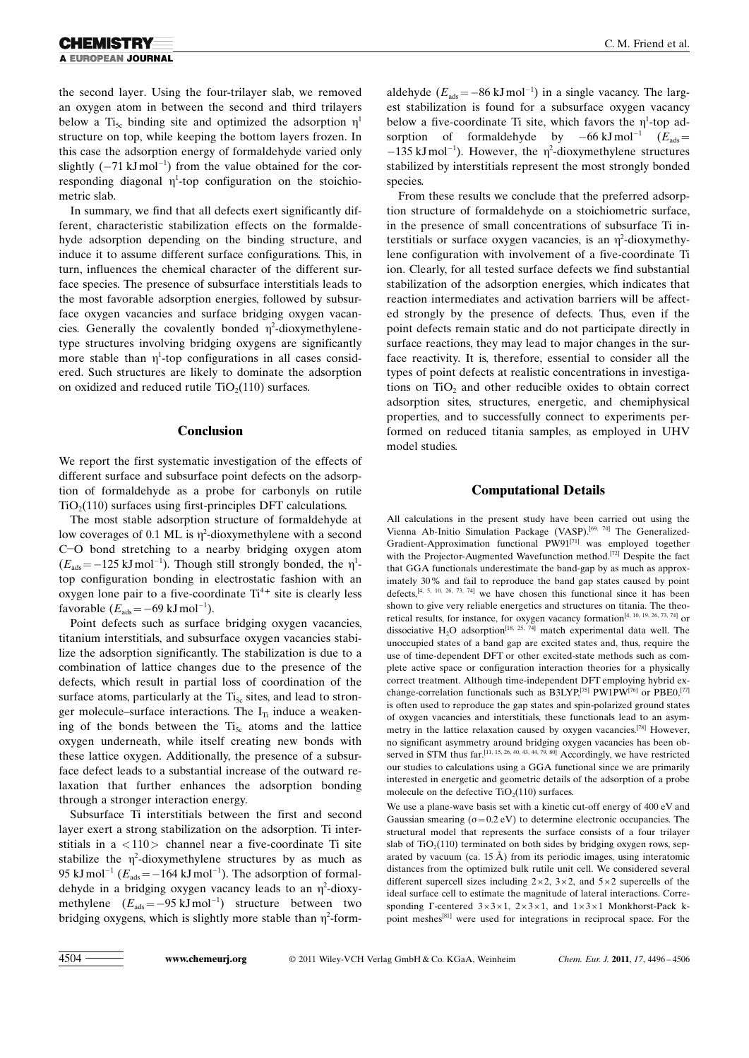the second layer. Using the four-trilayer slab, we removed an oxygen atom in between the second and third trilayers below a $Ti_{5c}$ binding site and optimized the adsorption $\eta^1$ structure on top, while keeping the bottom layers frozen. In this case the adsorption energy of formaldehyde varied only slightly ($-71\ kJ\,mol^{-1}$) from the value obtained for the corresponding diagonal $\eta^1$-top configuration on the stoichiometric slab.

In summary, we find that all defects exert significantly different, characteristic stabilization effects on the formaldehyde adsorption depending on the binding structure, and induce it to assume different surface configurations. This, in turn, influences the chemical character of the different surface species. The presence of subsurface interstitials leads to the most favorable adsorption energies, followed by subsurface oxygen vacancies and surface bridging oxygen vacancies. Generally the covalently bonded $\eta^2$-dioxymethylene-type structures involving bridging oxygens are significantly more stable than $\eta^1$-top configurations in all cases considered. Such structures are likely to dominate the adsorption on oxidized and reduced rutile $TiO_2(110)$ surfaces.

## Conclusion

We report the first systematic investigation of the effects of different surface and subsurface point defects on the adsorption of formaldehyde as a probe for carbonyls on rutile $TiO_2(110)$ surfaces using first-principles DFT calculations.

The most stable adsorption structure of formaldehyde at low coverages of 0.1 ML is $\eta^2$-dioxymethylene with a second C−O bond stretching to a nearby bridging oxygen atom ($E_{ads} = -125\ kJ\,mol^{-1}$). Though still strongly bonded, the $\eta^1$-top configuration bonding in electrostatic fashion with an oxygen lone pair to a five-coordinate $Ti^{4+}$ site is clearly less favorable ($E_{ads} = -69\ kJ\,mol^{-1}$).

Point defects such as surface bridging oxygen vacancies, titanium interstitials, and subsurface oxygen vacancies stabilize the adsorption significantly. The stabilization is due to a combination of lattice changes due to the presence of the defects, which result in partial loss of coordination of the surface atoms, particularly at the $Ti_{5c}$ sites, and lead to stronger molecule–surface interactions. The $I_{Ti}$ induce a weakening of the bonds between the $Ti_{5c}$ atoms and the lattice oxygen underneath, while itself creating new bonds with these lattice oxygen. Additionally, the presence of a subsurface defect leads to a substantial increase of the outward relaxation that further enhances the adsorption bonding through a stronger interaction energy.

Subsurface Ti interstitials between the first and second layer exert a strong stabilization on the adsorption. Ti interstitials in a <110> channel near a five-coordinate Ti site stabilize the $\eta^2$-dioxymethylene structures by as much as $95\ kJ\,mol^{-1}$ ($E_{ads} = -164\ kJ\,mol^{-1}$). The adsorption of formaldehyde in a bridging oxygen vacancy leads to an $\eta^2$-dioxymethylene ($E_{ads} = -95\ kJ\,mol^{-1}$) structure between two bridging oxygens, which is slightly more stable than $\eta^2$-formaldehyde ($E_{ads} = -86\ kJ\,mol^{-1}$) in a single vacancy. The largest stabilization is found for a subsurface oxygen vacancy below a five-coordinate Ti site, which favors the $\eta^1$-top adsorption of formaldehyde by $-66\ kJ\,mol^{-1}$ ($E_{ads} = -135\ kJ\,mol^{-1}$). However, the $\eta^2$-dioxymethylene structures stabilized by interstitials represent the most strongly bonded species.

From these results we conclude that the preferred adsorption structure of formaldehyde on a stoichiometric surface, in the presence of small concentrations of subsurface Ti interstitials or surface oxygen vacancies, is an $\eta^2$-dioxymethylene configuration with involvement of a five-coordinate Ti ion. Clearly, for all tested surface defects we find substantial stabilization of the adsorption energies, which indicates that reaction intermediates and activation barriers will be affected strongly by the presence of defects. Thus, even if the point defects remain static and do not participate directly in surface reactions, they may lead to major changes in the surface reactivity. It is, therefore, essential to consider all the types of point defects at realistic concentrations in investigations on $TiO_2$ and other reducible oxides to obtain correct adsorption sites, structures, energetic, and chemiphysical properties, and to successfully connect to experiments performed on reduced titania samples, as employed in UHV model studies.

## Computational Details

All calculations in the present study have been carried out using the Vienna Ab-Initio Simulation Package (VASP).[69, 70] The Generalized-Gradient-Approximation functional PW91[71] was employed together with the Projector-Augmented Wavefunction method.[72] Despite the fact that GGA functionals underestimate the band-gap by as much as approximately 30 % and fail to reproduce the band gap states caused by point defects,[4, 5, 10, 26, 73, 74] we have chosen this functional since it has been shown to give very reliable energetics and structures on titania. The theoretical results, for instance, for oxygen vacancy formation[4, 10, 19, 26, 73, 74] or dissociative $H_2O$ adsorption[18, 25, 74] match experimental data well. The unoccupied states of a band gap are excited states and, thus, require the use of time-dependent DFT or other excited-state methods such as complete active space or configuration interaction theories for a physically correct treatment. Although time-independent DFT employing hybrid exchange-correlation functionals such as B3LYP,[75] PW1PW[76] or PBE0,[77] is often used to reproduce the gap states and spin-polarized ground states of oxygen vacancies and interstitials, these functionals lead to an asymmetry in the lattice relaxation caused by oxygen vacancies.[78] However, no significant asymmetry around bridging oxygen vacancies has been observed in STM thus far.[11, 15, 26, 40, 43, 44, 79, 80] Accordingly, we have restricted our studies to calculations using a GGA functional since we are primarily interested in energetic and geometric details of the adsorption of a probe molecule on the defective $TiO_2(110)$ surfaces.

We use a plane-wave basis set with a kinetic cut-off energy of 400 eV and Gaussian smearing ($\sigma = 0.2$ eV) to determine electronic occupancies. The structural model that represents the surface consists of a four trilayer slab of $TiO_2(110)$ terminated on both sides by bridging oxygen rows, separated by vacuum (ca. 15 Å) from its periodic images, using interatomic distances from the optimized bulk rutile unit cell. We considered several different supercell sizes including $2\times2$, $3\times2$, and $5\times2$ supercells of the ideal surface cell to estimate the magnitude of lateral interactions. Corresponding Γ-centered $3\times3\times1$, $2\times3\times1$, and $1\times3\times1$ Monkhorst-Pack k-point meshes[81] were used for integrations in reciprocal space. For the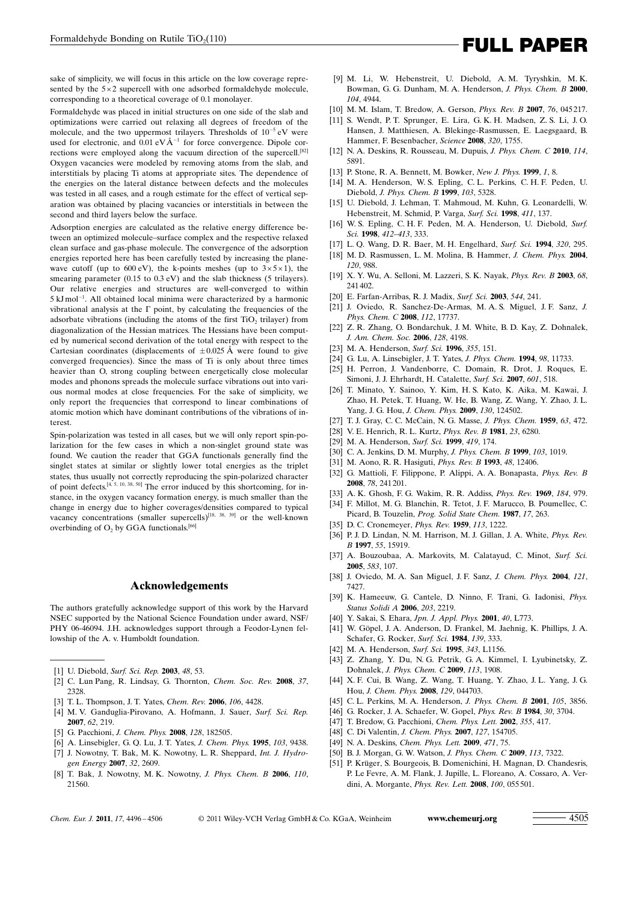sake of simplicity, we will focus in this article on the low coverage represented by the $5\times2$ supercell with one adsorbed formaldehyde molecule, corresponding to a theoretical coverage of 0.1 monolayer.

Formaldehyde was placed in initial structures on one side of the slab and optimizations were carried out relaxing all degrees of freedom of the molecule, and the two uppermost trilayers. Thresholds of $10^{-5}$ eV were used for electronic, and 0.01 eV Å$^{-1}$ for force convergence. Dipole corrections were employed along the vacuum direction of the supercell.[82] Oxygen vacancies were modeled by removing atoms from the slab, and interstitials by placing Ti atoms at appropriate sites. The dependence of the energies on the lateral distance between defects and the molecules was tested in all cases, and a rough estimate for the effect of vertical separation was obtained by placing vacancies or interstitials in between the second and third layers below the surface.

Adsorption energies are calculated as the relative energy difference between an optimized molecule–surface complex and the respective relaxed clean surface and gas-phase molecule. The convergence of the adsorption energies reported here has been carefully tested by increasing the plane-wave cutoff (up to 600 eV), the k-points meshes (up to $3\times5\times1$), the smearing parameter (0.15 to 0.3 eV) and the slab thickness (5 trilayers). Our relative energies and structures are well-converged to within 5 kJ mol$^{-1}$. All obtained local minima were characterized by a harmonic vibrational analysis at the $\Gamma$ point, by calculating the frequencies of the adsorbate vibrations (including the atoms of the first $TiO_2$ trilayer) from diagonalization of the Hessian matrices. The Hessians have been computed by numerical second derivation of the total energy with respect to the Cartesian coordinates (displacements of $\pm0.025$ Å were found to give converged frequencies). Since the mass of Ti is only about three times heavier than O, strong coupling between energetically close molecular modes and phonons spreads the molecule surface vibrations out into various normal modes at close frequencies. For the sake of simplicity, we only report the frequencies that correspond to linear combinations of atomic motion which have dominant contributions of the vibrations of interest.

Spin-polarization was tested in all cases, but we will only report spin-polarization for the few cases in which a non-singlet ground state was found. We caution the reader that GGA functionals generally find the singlet states at similar or slightly lower total energies as the triplet states, thus usually not correctly reproducing the spin-polarized character of point defects.[4, 5, 10, 38, 50] The error induced by this shortcoming, for instance, in the oxygen vacancy formation energy, is much smaller than the change in energy due to higher coverages/densities compared to typical vacancy concentrations (smaller supercells)[18, 38, 39] or the well-known overbinding of $O_2$ by GGA functionals.[66]

## Acknowledgements

The authors gratefully acknowledge support of this work by the Harvard NSEC supported by the National Science Foundation under award, NSF/PHY 06-46094. J.H. acknowledges support through a Feodor-Lynen fellowship of the A. v. Humboldt foundation.

---

[1] U. Diebold, *Surf. Sci. Rep.* **2003**, *48*, 53.
[2] C. Lun Pang, R. Lindsay, G. Thornton, *Chem. Soc. Rev.* **2008**, *37*, 2328.
[3] T. L. Thompson, J. T. Yates, *Chem. Rev.* **2006**, *106*, 4428.
[4] M. V. Ganduglia-Pirovano, A. Hofmann, J. Sauer, *Surf. Sci. Rep.* **2007**, *62*, 219.
[5] G. Pacchioni, *J. Chem. Phys.* **2008**, *128*, 182505.
[6] A. Linsebigler, G. Q. Lu, J. T. Yates, *J. Chem. Phys.* **1995**, *103*, 9438.
[7] J. Nowotny, T. Bak, M. K. Nowotny, L. R. Sheppard, *Int. J. Hydrogen Energy* **2007**, *32*, 2609.
[8] T. Bak, J. Nowotny, M. K. Nowotny, *J. Phys. Chem. B* **2006**, *110*, 21560.
[9] M. Li, W. Hebenstreit, U. Diebold, A. M. Tyryshkin, M. K. Bowman, G. G. Dunham, M. A. Henderson, *J. Phys. Chem. B* **2000**, *104*, 4944.
[10] M. M. Islam, T. Bredow, A. Gerson, *Phys. Rev. B* **2007**, *76*, 045217.
[11] S. Wendt, P. T. Sprunger, E. Lira, G. K. H. Madsen, Z. S. Li, J. O. Hansen, J. Matthiesen, A. Blekinge-Rasmussen, E. Laegsgaard, B. Hammer, F. Besenbacher, *Science* **2008**, *320*, 1755.
[12] N. A. Deskins, R. Rousseau, M. Dupuis, *J. Phys. Chem. C* **2010**, *114*, 5891.
[13] P. Stone, R. A. Bennett, M. Bowker, *New J. Phys.* **1999**, *1*, 8.
[14] M. A. Henderson, W. S. Epling, C. L. Perkins, C. H. F. Peden, U. Diebold, *J. Phys. Chem. B* **1999**, *103*, 5328.
[15] U. Diebold, J. Lehman, T. Mahmoud, M. Kuhn, G. Leonardelli, W. Hebenstreit, M. Schmid, P. Varga, *Surf. Sci.* **1998**, *411*, 137.
[16] W. S. Epling, C. H. F. Peden, M. A. Henderson, U. Diebold, *Surf. Sci.* **1998**, *412–413*, 333.
[17] L. Q. Wang, D. R. Baer, M. H. Engelhard, *Surf. Sci.* **1994**, *320*, 295.
[18] M. D. Rasmussen, L. M. Molina, B. Hammer, *J. Chem. Phys.* **2004**, *120*, 988.
[19] X. Y. Wu, A. Selloni, M. Lazzeri, S. K. Nayak, *Phys. Rev. B* **2003**, *68*, 241402.
[20] E. Farfan-Arribas, R. J. Madix, *Surf. Sci.* **2003**, *544*, 241.
[21] J. Oviedo, R. Sanchez-De-Armas, M. A. S. Miguel, J. F. Sanz, *J. Phys. Chem. C* **2008**, *112*, 17737.
[22] Z. R. Zhang, O. Bondarchuk, J. M. White, B. D. Kay, Z. Dohnalek, *J. Am. Chem. Soc.* **2006**, *128*, 4198.
[23] M. A. Henderson, *Surf. Sci.* **1996**, *355*, 151.
[24] G. Lu, A. Linsebigler, J. T. Yates, *J. Phys. Chem.* **1994**, *98*, 11733.
[25] H. Perron, J. Vandenborre, C. Domain, R. Drot, J. Roques, E. Simoni, J. J. Ehrhardt, H. Catalette, *Surf. Sci.* **2007**, *601*, 518.
[26] T. Minato, Y. Sainoo, Y. Kim, H. S. Kato, K. Aika, M. Kawai, J. Zhao, H. Petek, T. Huang, W. He, B. Wang, Z. Wang, Y. Zhao, J. L. Yang, J. G. Hou, *J. Chem. Phys.* **2009**, *130*, 124502.
[27] T. J. Gray, C. C. McCain, N. G. Masse, *J. Phys. Chem.* **1959**, *63*, 472.
[28] V. E. Henrich, R. L. Kurtz, *Phys. Rev. B* **1981**, *23*, 6280.
[29] M. A. Henderson, *Surf. Sci.* **1999**, *419*, 174.
[30] C. A. Jenkins, D. M. Murphy, *J. Phys. Chem. B* **1999**, *103*, 1019.
[31] M. Aono, R. R. Hasiguti, *Phys. Rev. B* **1993**, *48*, 12406.
[32] G. Mattioli, F. Filippone, P. Alippi, A. A. Bonapasta, *Phys. Rev. B* **2008**, *78*, 241201.
[33] A. K. Ghosh, F. G. Wakim, R. R. Addiss, *Phys. Rev.* **1969**, *184*, 979.
[34] F. Millot, M. G. Blanchin, R. Tetot, J. F. Marucco, B. Poumellec, C. Picard, B. Touzelin, *Prog. Solid State Chem.* **1987**, *17*, 263.
[35] D. C. Cronemeyer, *Phys. Rev.* **1959**, *113*, 1222.
[36] P. J. D. Lindan, N. M. Harrison, M. J. Gillan, J. A. White, *Phys. Rev. B* **1997**, *55*, 15919.
[37] A. Bouzoubaa, A. Markovits, M. Calatayud, C. Minot, *Surf. Sci.* **2005**, *583*, 107.
[38] J. Oviedo, M. A. San Miguel, J. F. Sanz, *J. Chem. Phys.* **2004**, *121*, 7427.
[39] K. Hameeuw, G. Cantele, D. Ninno, F. Trani, G. Iadonisi, *Phys. Status Solidi A* **2006**, *203*, 2219.
[40] Y. Sakai, S. Ehara, *Jpn. J. Appl. Phys.* **2001**, *40*, L773.
[41] W. Göpel, J. A. Anderson, D. Frankel, M. Jaehnig, K. Phillips, J. A. Schafer, G. Rocker, *Surf. Sci.* **1984**, *139*, 333.
[42] M. A. Henderson, *Surf. Sci.* **1995**, *343*, L1156.
[43] Z. Zhang, Y. Du, N. G. Petrik, G. A. Kimmel, I. Lyubinetsky, Z. Dohnalek, *J. Phys. Chem. C* **2009**, *113*, 1908.
[44] X. F. Cui, B. Wang, Z. Wang, T. Huang, Y. Zhao, J. L. Yang, J. G. Hou, *J. Chem. Phys.* **2008**, *129*, 044703.
[45] C. L. Perkins, M. A. Henderson, *J. Phys. Chem. B* **2001**, *105*, 3856.
[46] G. Rocker, J. A. Schaefer, W. Gopel, *Phys. Rev. B* **1984**, *30*, 3704.
[47] T. Bredow, G. Pacchioni, *Chem. Phys. Lett.* **2002**, *355*, 417.
[48] C. Di Valentin, *J. Chem. Phys.* **2007**, *127*, 154705.
[49] N. A. Deskins, *Chem. Phys. Lett.* **2009**, *471*, 75.
[50] B. J. Morgan, G. W. Watson, *J. Phys. Chem. C* **2009**, *113*, 7322.
[51] P. Krüger, S. Bourgeois, B. Domenichini, H. Magnan, D. Chandesris, P. Le Fevre, A. M. Flank, J. Jupille, L. Floreano, A. Cossaro, A. Verdini, A. Morgante, *Phys. Rev. Lett.* **2008**, *100*, 055501.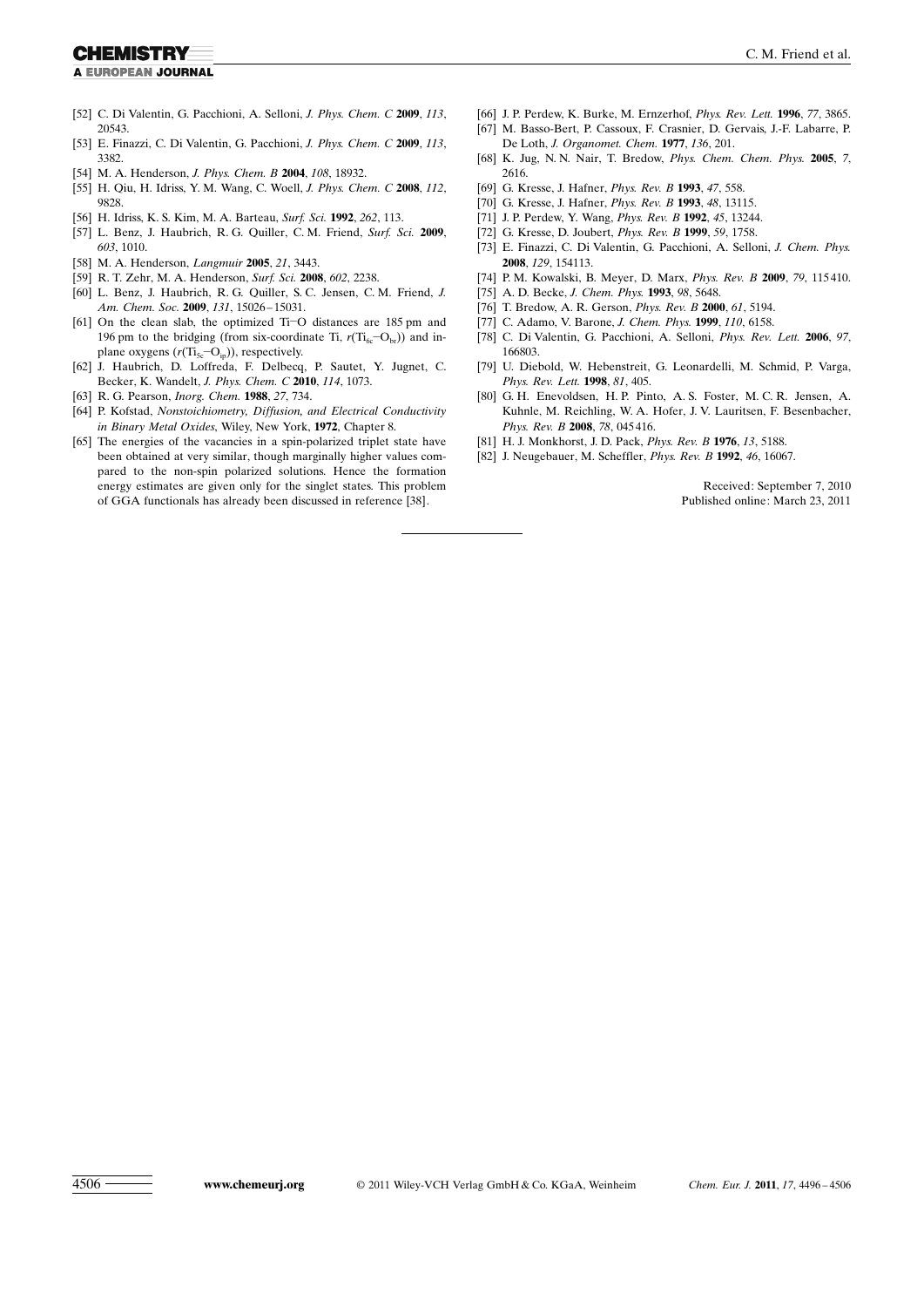[52] C. Di Valentin, G. Pacchioni, A. Selloni, *J. Phys. Chem. C* **2009**, *113*, 20543.

[53] E. Finazzi, C. Di Valentin, G. Pacchioni, *J. Phys. Chem. C* **2009**, *113*, 3382.

[54] M. A. Henderson, *J. Phys. Chem. B* **2004**, *108*, 18932.

[55] H. Qiu, H. Idriss, Y. M. Wang, C. Woell, *J. Phys. Chem. C* **2008**, *112*, 9828.

[56] H. Idriss, K. S. Kim, M. A. Barteau, *Surf. Sci.* **1992**, *262*, 113.

[57] L. Benz, J. Haubrich, R. G. Quiller, C. M. Friend, *Surf. Sci.* **2009**, *603*, 1010.

[58] M. A. Henderson, *Langmuir* **2005**, *21*, 3443.

[59] R. T. Zehr, M. A. Henderson, *Surf. Sci.* **2008**, *602*, 2238.

[60] L. Benz, J. Haubrich, R. G. Quiller, S. C. Jensen, C. M. Friend, *J. Am. Chem. Soc.* **2009**, *131*, 15026–15031.

[61] On the clean slab, the optimized Ti–O distances are 185 pm and 196 pm to the bridging (from six-coordinate Ti, $r(Ti_{6c}-O_{br})$) and in-plane oxygens ($r(Ti_{5c}-O_{ip})$), respectively.

[62] J. Haubrich, D. Loffreda, F. Delbecq, P. Sautet, Y. Jugnet, C. Becker, K. Wandelt, *J. Phys. Chem. C* **2010**, *114*, 1073.

[63] R. G. Pearson, *Inorg. Chem.* **1988**, *27*, 734.

[64] P. Kofstad, *Nonstoichiometry, Diffusion, and Electrical Conductivity in Binary Metal Oxides*, Wiley, New York, **1972**, Chapter 8.

[65] The energies of the vacancies in a spin-polarized triplet state have been obtained at very similar, though marginally higher values compared to the non-spin polarized solutions. Hence the formation energy estimates are given only for the singlet states. This problem of GGA functionals has already been discussed in reference [38].

[66] J. P. Perdew, K. Burke, M. Ernzerhof, *Phys. Rev. Lett.* **1996**, *77*, 3865.

[67] M. Basso-Bert, P. Cassoux, F. Crasnier, D. Gervais, J.-F. Labarre, P. De Loth, *J. Organomet. Chem.* **1977**, *136*, 201.

[68] K. Jug, N. N. Nair, T. Bredow, *Phys. Chem. Chem. Phys.* **2005**, *7*, 2616.

[69] G. Kresse, J. Hafner, *Phys. Rev. B* **1993**, *47*, 558.

[70] G. Kresse, J. Hafner, *Phys. Rev. B* **1993**, *48*, 13115.

[71] J. P. Perdew, Y. Wang, *Phys. Rev. B* **1992**, *45*, 13244.

[72] G. Kresse, D. Joubert, *Phys. Rev. B* **1999**, *59*, 1758.

[73] E. Finazzi, C. Di Valentin, G. Pacchioni, A. Selloni, *J. Chem. Phys.* **2008**, *129*, 154113.

[74] P. M. Kowalski, B. Meyer, D. Marx, *Phys. Rev. B* **2009**, *79*, 115410.

[75] A. D. Becke, *J. Chem. Phys.* **1993**, *98*, 5648.

[76] T. Bredow, A. R. Gerson, *Phys. Rev. B* **2000**, *61*, 5194.

[77] C. Adamo, V. Barone, *J. Chem. Phys.* **1999**, *110*, 6158.

[78] C. Di Valentin, G. Pacchioni, A. Selloni, *Phys. Rev. Lett.* **2006**, *97*, 166803.

[79] U. Diebold, W. Hebenstreit, G. Leonardelli, M. Schmid, P. Varga, *Phys. Rev. Lett.* **1998**, *81*, 405.

[80] G. H. Enevoldsen, H. P. Pinto, A. S. Foster, M. C. R. Jensen, A. Kuhnle, M. Reichling, W. A. Hofer, J. V. Lauritsen, F. Besenbacher, *Phys. Rev. B* **2008**, *78*, 045416.

[81] H. J. Monkhorst, J. D. Pack, *Phys. Rev. B* **1976**, *13*, 5188.

[82] J. Neugebauer, M. Scheffler, *Phys. Rev. B* **1992**, *46*, 16067.

Received: September 7, 2010
Published online: March 23, 2011